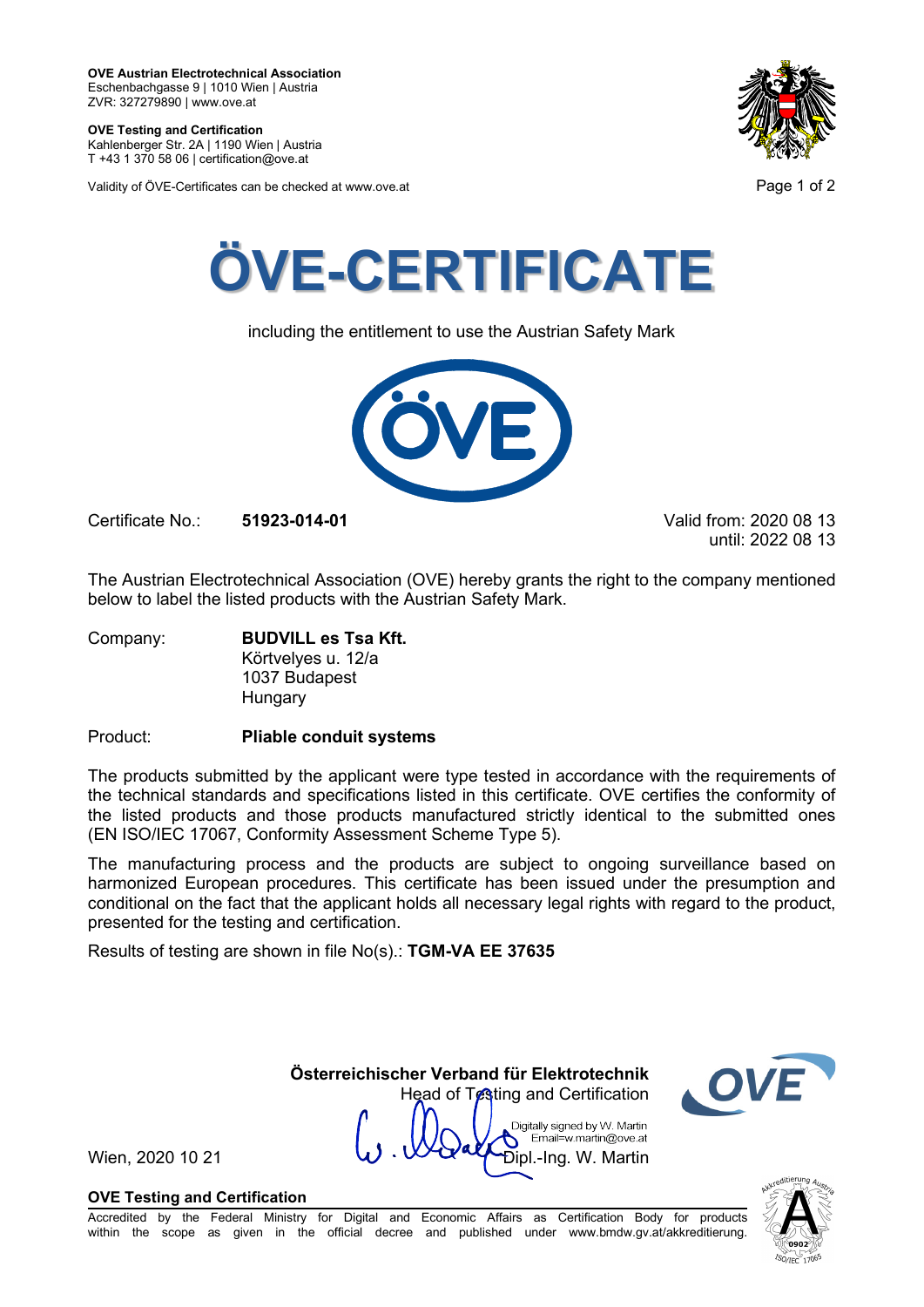**OVE Austrian Electrotechnical Association**
Eschenbachgasse 9 | 1010 Wien | Austria
ZVR: 327279890 | www.ove.at

**OVE Testing and Certification**
Kahlenberger Str. 2A | 1190 Wien | Austria
T +43 1 370 58 06 | certification@ove.at

Validity of ÖVE-Certificates can be checked at www.ove.at

# ÖVE-CERTIFICATE

including the entitlement to use the Austrian Safety Mark

Certificate No.: **51923-014-01**

Valid from: 2020 08 13
until: 2022 08 13

The Austrian Electrotechnical Association (OVE) hereby grants the right to the company mentioned below to label the listed products with the Austrian Safety Mark.

Company: **BUDVILL es Tsa Kft.**
Körtvelyes u. 12/a
1037 Budapest
Hungary

Product: **Pliable conduit systems**

The products submitted by the applicant were type tested in accordance with the requirements of the technical standards and specifications listed in this certificate. OVE certifies the conformity of the listed products and those products manufactured strictly identical to the submitted ones (EN ISO/IEC 17067, Conformity Assessment Scheme Type 5).

The manufacturing process and the products are subject to ongoing surveillance based on harmonized European procedures. This certificate has been issued under the presumption and conditional on the fact that the applicant holds all necessary legal rights with regard to the product, presented for the testing and certification.

Results of testing are shown in file No(s).: **TGM-VA EE 37635**

**Österreichischer Verband für Elektrotechnik**
Head of Testing and Certification

Digitally signed by W. Martin
Email=w.martin@ove.at
Dipl.-Ing. W. Martin

Wien, 2020 10 21

**OVE Testing and Certification**
Accredited by the Federal Ministry for Digital and Economic Affairs as Certification Body for products within the scope as given in the official decree and published under www.bmdw.gv.at/akkreditierung.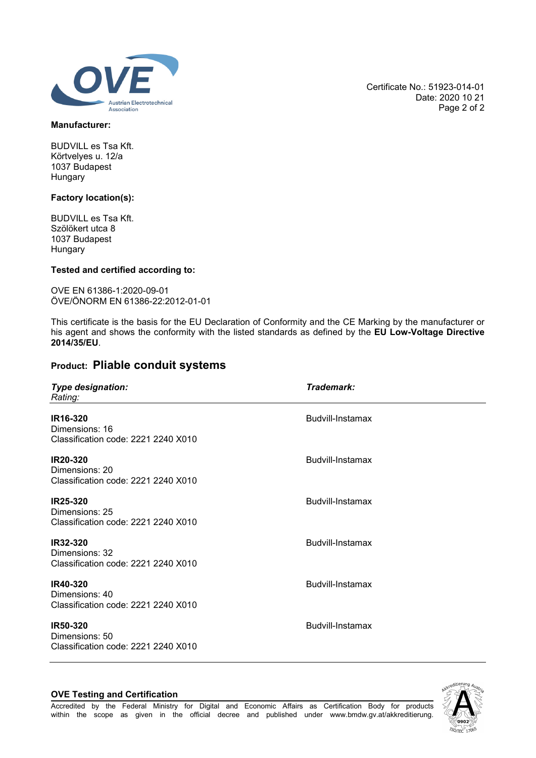Certificate No.: 51923-014-01
Date: 2020 10 21

**Manufacturer:**

BUDVILL es Tsa Kft.
Körtvelyes u. 12/a
1037 Budapest
Hungary

**Factory location(s):**

BUDVILL es Tsa Kft.
Szölökert utca 8
1037 Budapest
Hungary

**Tested and certified according to:**

OVE EN 61386-1:2020-09-01
ÖVE/ÖNORM EN 61386-22:2012-01-01

This certificate is the basis for the EU Declaration of Conformity and the CE Marking by the manufacturer or his agent and shows the conformity with the listed standards as defined by the **EU Low-Voltage Directive 2014/35/EU**.

## Product: Pliable conduit systems

| ***Type designation:*** *Rating:* | ***Trademark:*** |
|---|---|
| **IR16-320** Dimensions: 16 Classification code: 2221 2240 X010 | Budvill-Instamax |
| **IR20-320** Dimensions: 20 Classification code: 2221 2240 X010 | Budvill-Instamax |
| **IR25-320** Dimensions: 25 Classification code: 2221 2240 X010 | Budvill-Instamax |
| **IR32-320** Dimensions: 32 Classification code: 2221 2240 X010 | Budvill-Instamax |
| **IR40-320** Dimensions: 40 Classification code: 2221 2240 X010 | Budvill-Instamax |
| **IR50-320** Dimensions: 50 Classification code: 2221 2240 X010 | Budvill-Instamax |

**OVE Testing and Certification**

Accredited by the Federal Ministry for Digital and Economic Affairs as Certification Body for products within the scope as given in the official decree and published under www.bmdw.gv.at/akkreditierung.